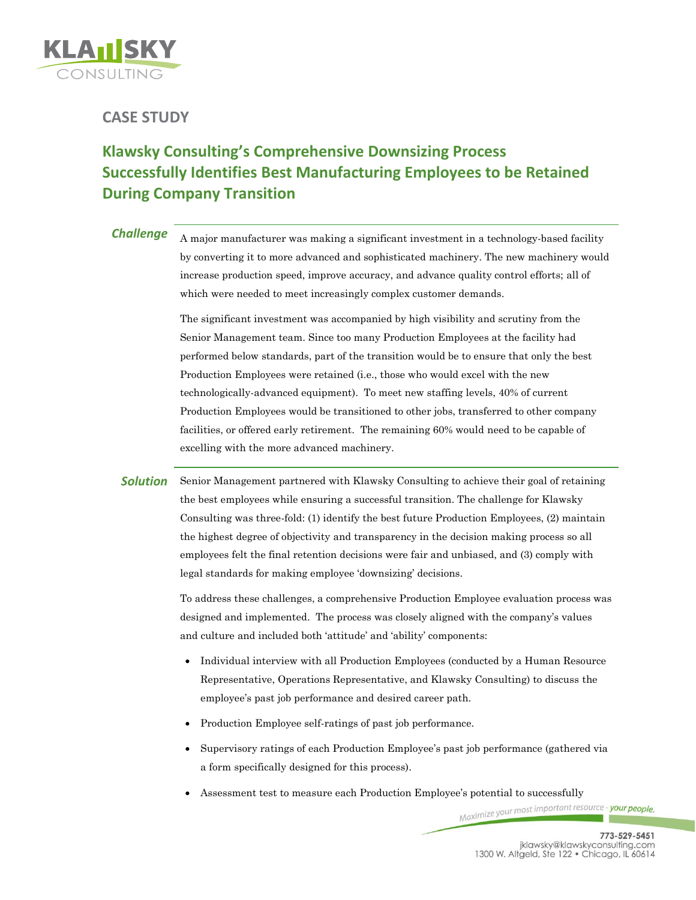## CASE STUDY

# Klawsky Consulting's Comprehensive Downsizing Process Successfully Identifies Best Manufacturing Employees to be Retained During Company Transition

### *Challenge*

A major manufacturer was making a significant investment in a technology-based facility by converting it to more advanced and sophisticated machinery. The new machinery would increase production speed, improve accuracy, and advance quality control efforts; all of which were needed to meet increasingly complex customer demands.

The significant investment was accompanied by high visibility and scrutiny from the Senior Management team. Since too many Production Employees at the facility had performed below standards, part of the transition would be to ensure that only the best Production Employees were retained (i.e., those who would excel with the new technologically-advanced equipment). To meet new staffing levels, 40% of current Production Employees would be transitioned to other jobs, transferred to other company facilities, or offered early retirement. The remaining 60% would need to be capable of excelling with the more advanced machinery.

### *Solution*

Senior Management partnered with Klawsky Consulting to achieve their goal of retaining the best employees while ensuring a successful transition. The challenge for Klawsky Consulting was three-fold: (1) identify the best future Production Employees, (2) maintain the highest degree of objectivity and transparency in the decision making process so all employees felt the final retention decisions were fair and unbiased, and (3) comply with legal standards for making employee 'downsizing' decisions.

To address these challenges, a comprehensive Production Employee evaluation process was designed and implemented. The process was closely aligned with the company's values and culture and included both 'attitude' and 'ability' components:

- Individual interview with all Production Employees (conducted by a Human Resource Representative, Operations Representative, and Klawsky Consulting) to discuss the employee's past job performance and desired career path.
- Production Employee self-ratings of past job performance.
- Supervisory ratings of each Production Employee's past job performance (gathered via a form specifically designed for this process).
- Assessment test to measure each Production Employee's potential to successfully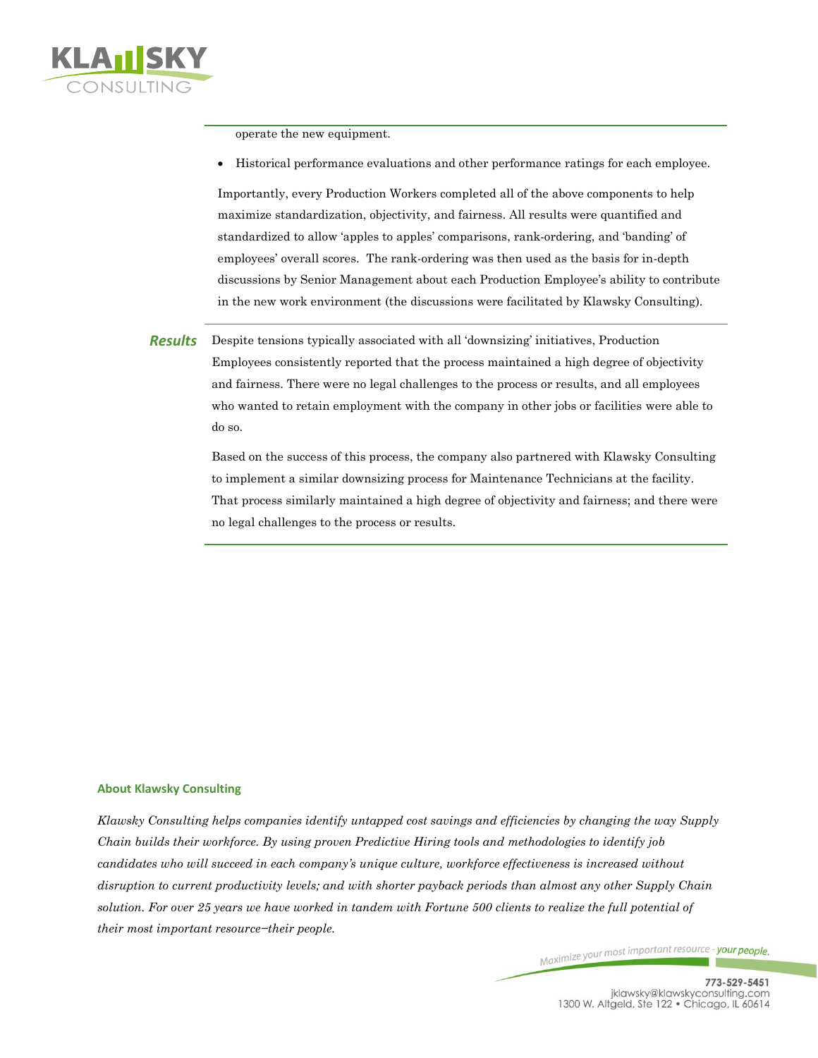operate the new equipment.

- Historical performance evaluations and other performance ratings for each employee.

Importantly, every Production Workers completed all of the above components to help maximize standardization, objectivity, and fairness. All results were quantified and standardized to allow 'apples to apples' comparisons, rank-ordering, and 'banding' of employees' overall scores. The rank-ordering was then used as the basis for in-depth discussions by Senior Management about each Production Employee's ability to contribute in the new work environment (the discussions were facilitated by Klawsky Consulting).

***Results***

Despite tensions typically associated with all 'downsizing' initiatives, Production Employees consistently reported that the process maintained a high degree of objectivity and fairness. There were no legal challenges to the process or results, and all employees who wanted to retain employment with the company in other jobs or facilities were able to do so.

Based on the success of this process, the company also partnered with Klawsky Consulting to implement a similar downsizing process for Maintenance Technicians at the facility. That process similarly maintained a high degree of objectivity and fairness; and there were no legal challenges to the process or results.

**About Klawsky Consulting**

*Klawsky Consulting helps companies identify untapped cost savings and efficiencies by changing the way Supply Chain builds their workforce. By using proven Predictive Hiring tools and methodologies to identify job candidates who will succeed in each company's unique culture, workforce effectiveness is increased without disruption to current productivity levels; and with shorter payback periods than almost any other Supply Chain solution. For over 25 years we have worked in tandem with Fortune 500 clients to realize the full potential of their most important resource–their people.*

Maximize your most important resource - *your people.*

773-529-5451
jklawsky@klawskyconsulting.com
1300 W. Altgeld, Ste 122 • Chicago, IL 60614